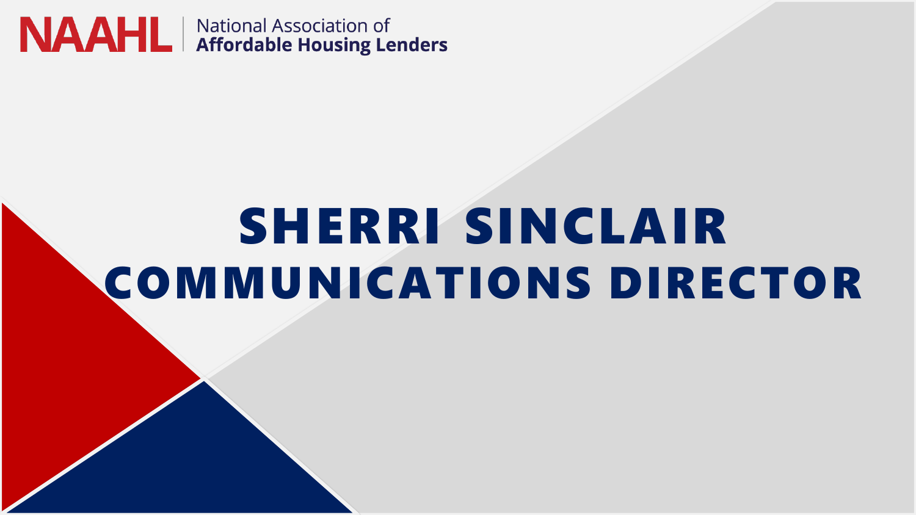NAAHL | National Association of **Affordable Housing Lenders**

# SHERRI SINCLAIR
## COMMUNICATIONS DIRECTOR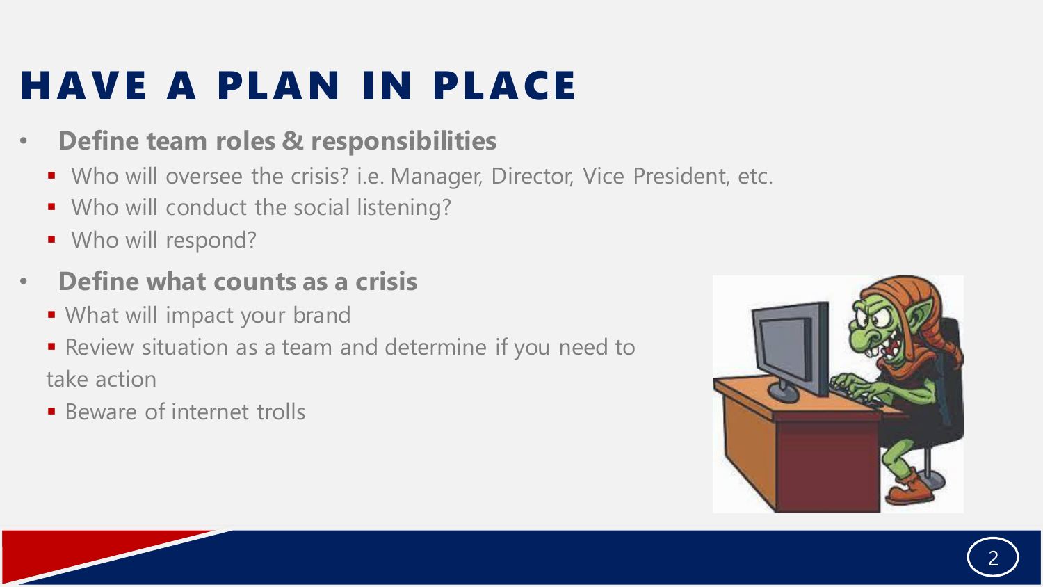# HAVE A PLAN IN PLACE

- **Define team roles & responsibilities**
  - Who will oversee the crisis? i.e. Manager, Director, Vice President, etc.
  - Who will conduct the social listening?
  - Who will respond?
- **Define what counts as a crisis**
  - What will impact your brand
  - Review situation as a team and determine if you need to take action
  - Beware of internet trolls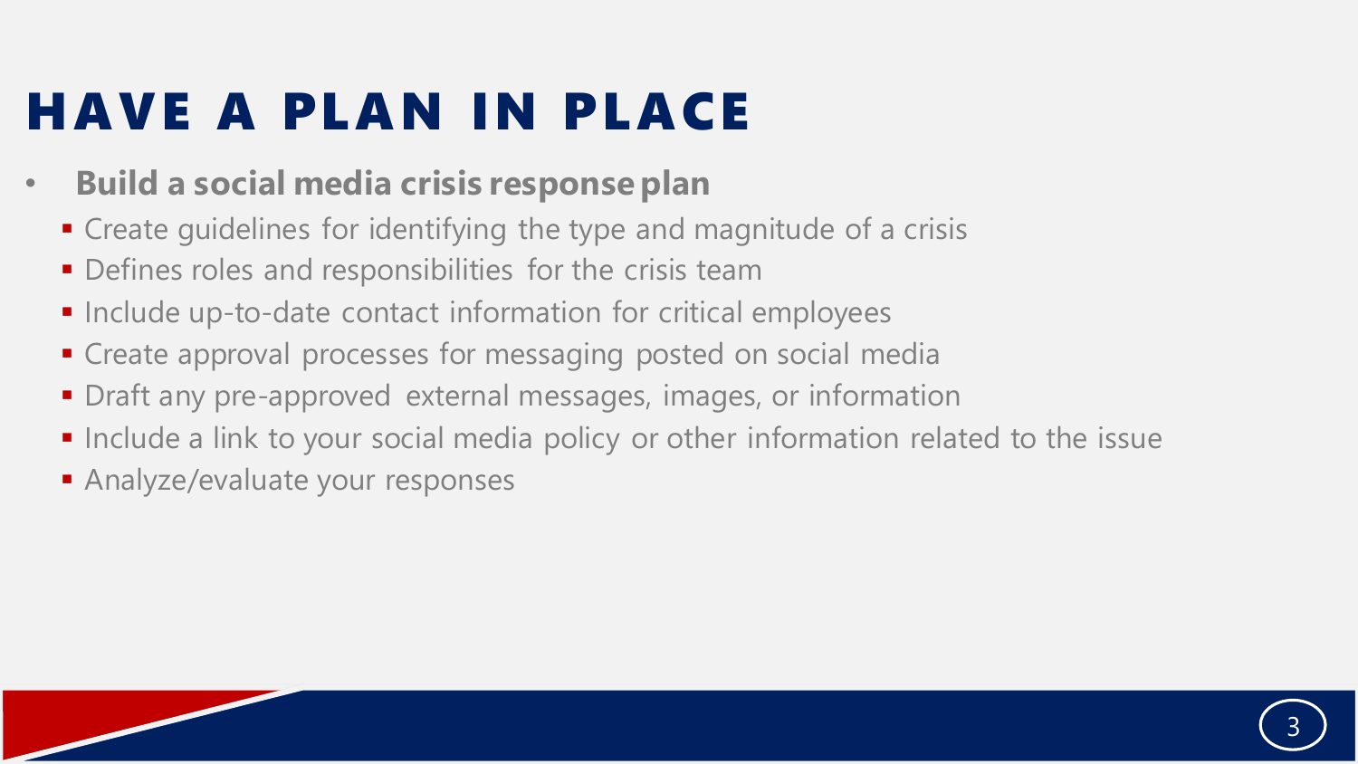# HAVE A PLAN IN PLACE

- **Build a social media crisis response plan**
  - Create guidelines for identifying the type and magnitude of a crisis
  - Defines roles and responsibilities for the crisis team
  - Include up-to-date contact information for critical employees
  - Create approval processes for messaging posted on social media
  - Draft any pre-approved external messages, images, or information
  - Include a link to your social media policy or other information related to the issue
  - Analyze/evaluate your responses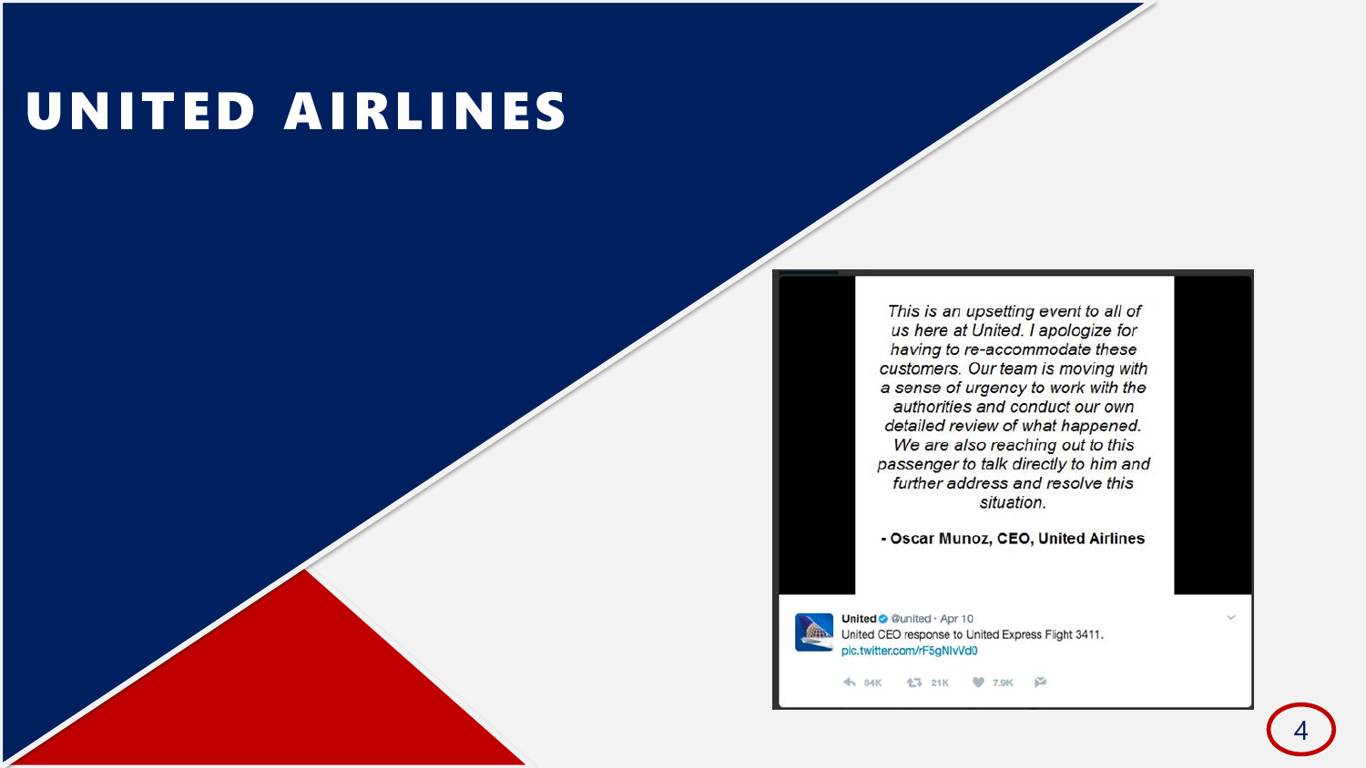# UNITED AIRLINES

*This is an upsetting event to all of us here at United. I apologize for having to re-accommodate these customers. Our team is moving with a sense of urgency to work with the authorities and conduct our own detailed review of what happened. We are also reaching out to this passenger to talk directly to him and further address and resolve this situation.*

**- Oscar Munoz, CEO, United Airlines**

United @united · Apr 10

United CEO response to United Express Flight 3411.

pic.twitter.com/rF5gNlvVd0

64K 21K 7.9K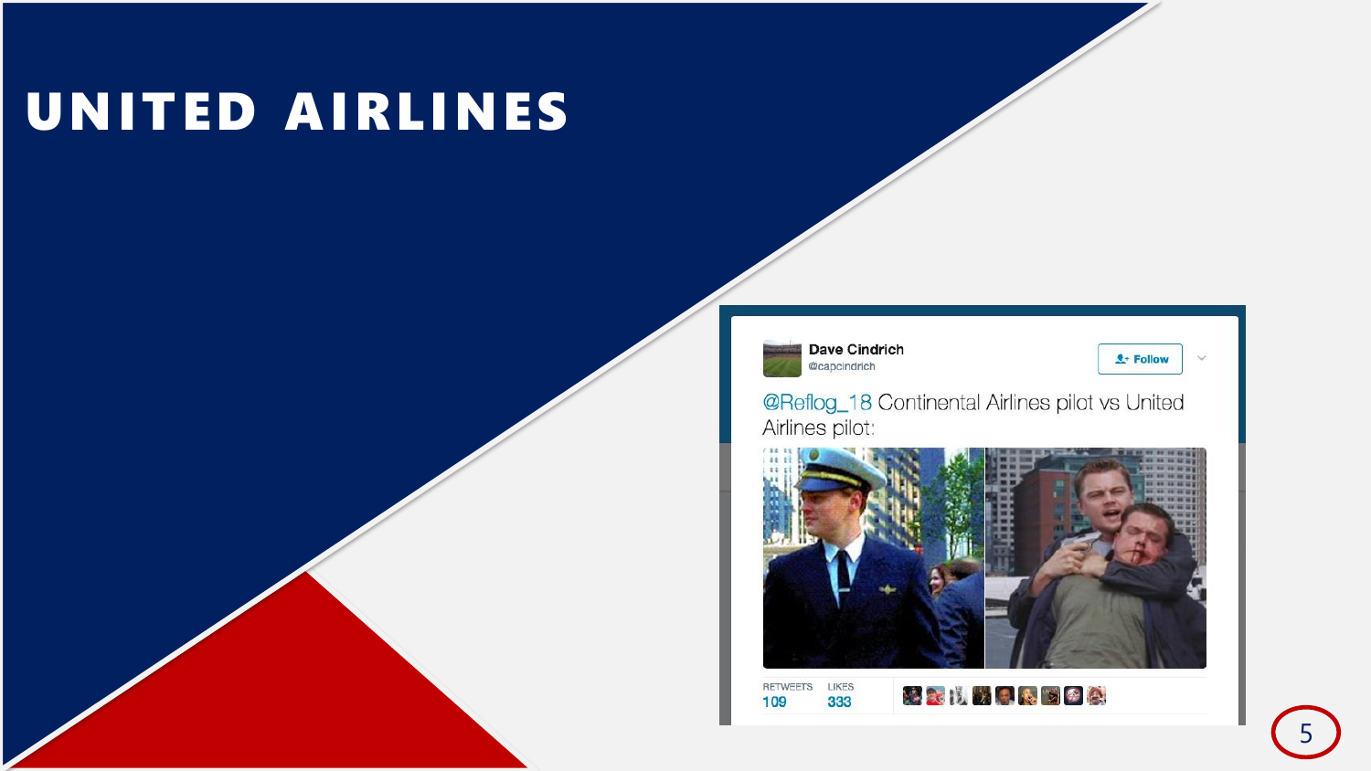# UNITED AIRLINES

Dave Cindrich
@capcindrich

@Reflog_18 Continental Airlines pilot vs United Airlines pilot:

RETWEETS 109 LIKES 333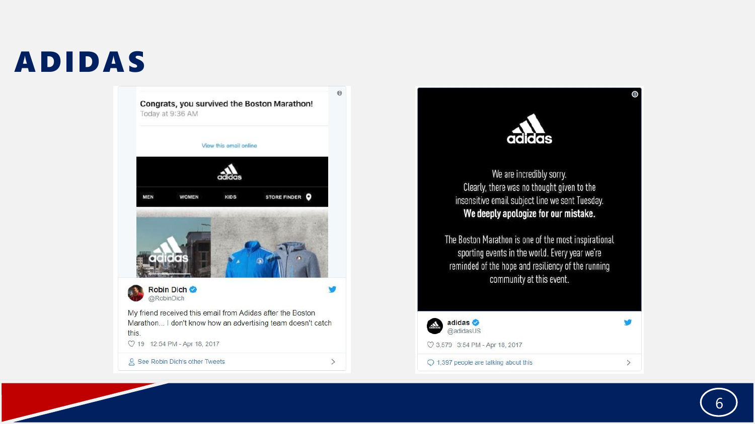# ADIDAS

Congrats, you survived the Boston Marathon!
Today at 9:36 AM

View this email online

MEN WOMEN KIDS STORE FINDER

**Robin Dich** @RobinDich

My friend received this email from Adidas after the Boston Marathon... I don't know how an advertising team doesn't catch this.

19 12:54 PM - Apr 18, 2017

See Robin Dich's other Tweets

adidas

We are incredibly sorry.
Clearly, there was no thought given to the insensitive email subject line we sent Tuesday.
**We deeply apologize for our mistake.**

The Boston Marathon is one of the most inspirational sporting events in the world. Every year we're reminded of the hope and resiliency of the running community at this event.

**adidas** @adidasUS

3,579 3:54 PM - Apr 18, 2017

1,397 people are talking about this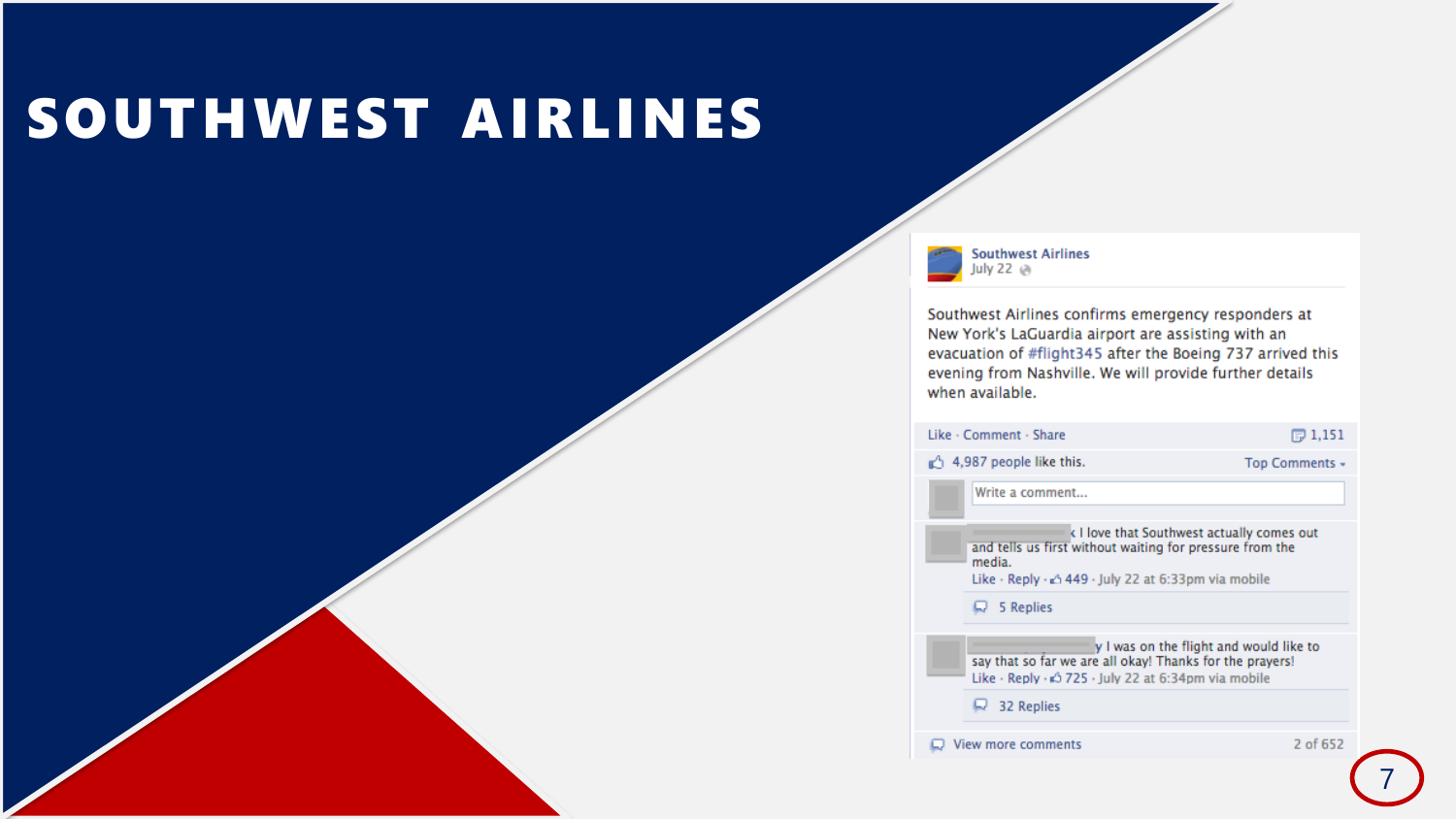# SOUTHWEST AIRLINES

**Southwest Airlines**
July 22

Southwest Airlines confirms emergency responders at New York's LaGuardia airport are assisting with an evacuation of #flight345 after the Boeing 737 arrived this evening from Nashville. We will provide further details when available.

Like · Comment · Share 1,151

4,987 people like this. Top Comments

Write a comment...

I love that Southwest actually comes out and tells us first without waiting for pressure from the media.
Like · Reply · 449 · July 22 at 6:33pm via mobile

5 Replies

I was on the flight and would like to say that so far we are all okay! Thanks for the prayers!
Like · Reply · 725 · July 22 at 6:34pm via mobile

32 Replies

View more comments 2 of 652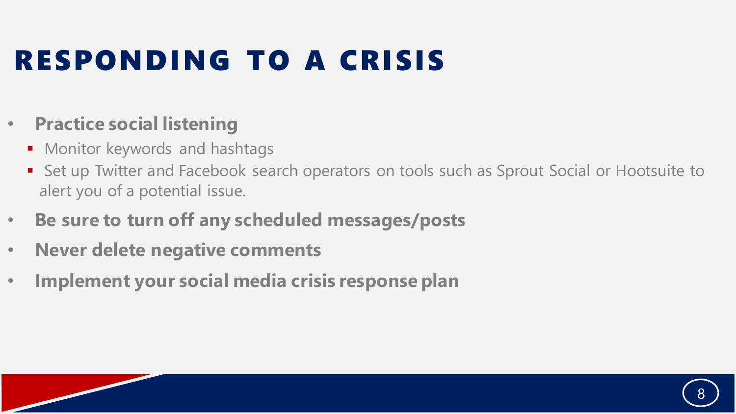# RESPONDING TO A CRISIS

- **Practice social listening**
  - Monitor keywords and hashtags
  - Set up Twitter and Facebook search operators on tools such as Sprout Social or Hootsuite to alert you of a potential issue.
- **Be sure to turn off any scheduled messages/posts**
- **Never delete negative comments**
- **Implement your social media crisis response plan**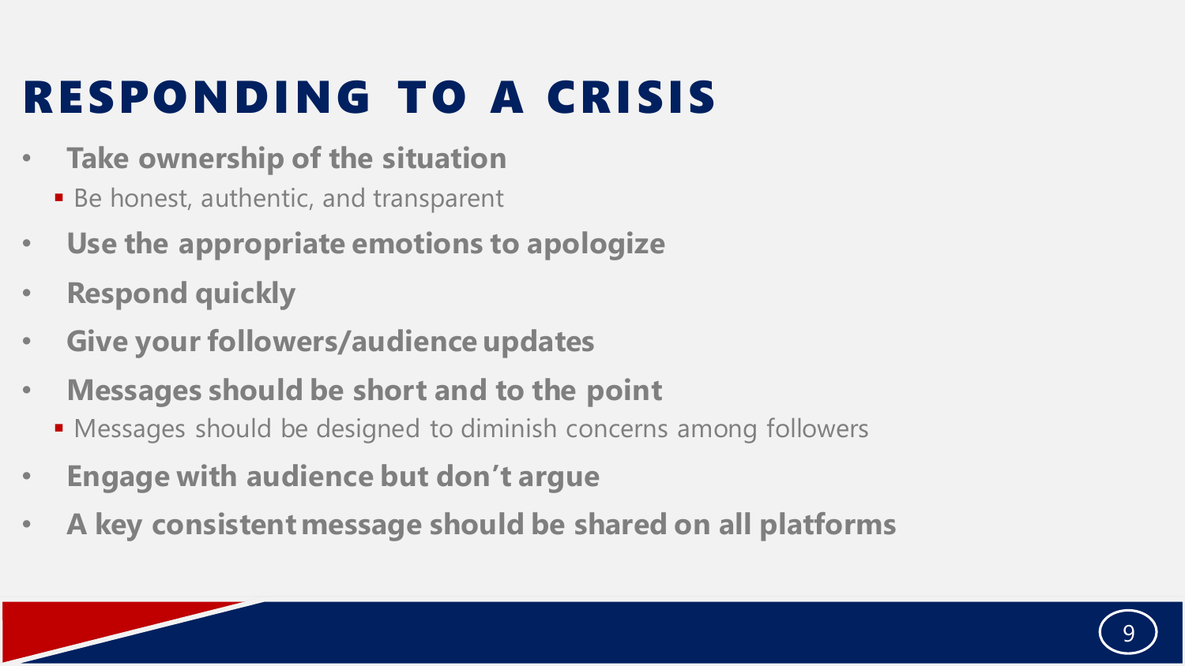# RESPONDING TO A CRISIS

- **Take ownership of the situation**
  - Be honest, authentic, and transparent
- **Use the appropriate emotions to apologize**
- **Respond quickly**
- **Give your followers/audience updates**
- **Messages should be short and to the point**
  - Messages should be designed to diminish concerns among followers
- **Engage with audience but don't argue**
- **A key consistent message should be shared on all platforms**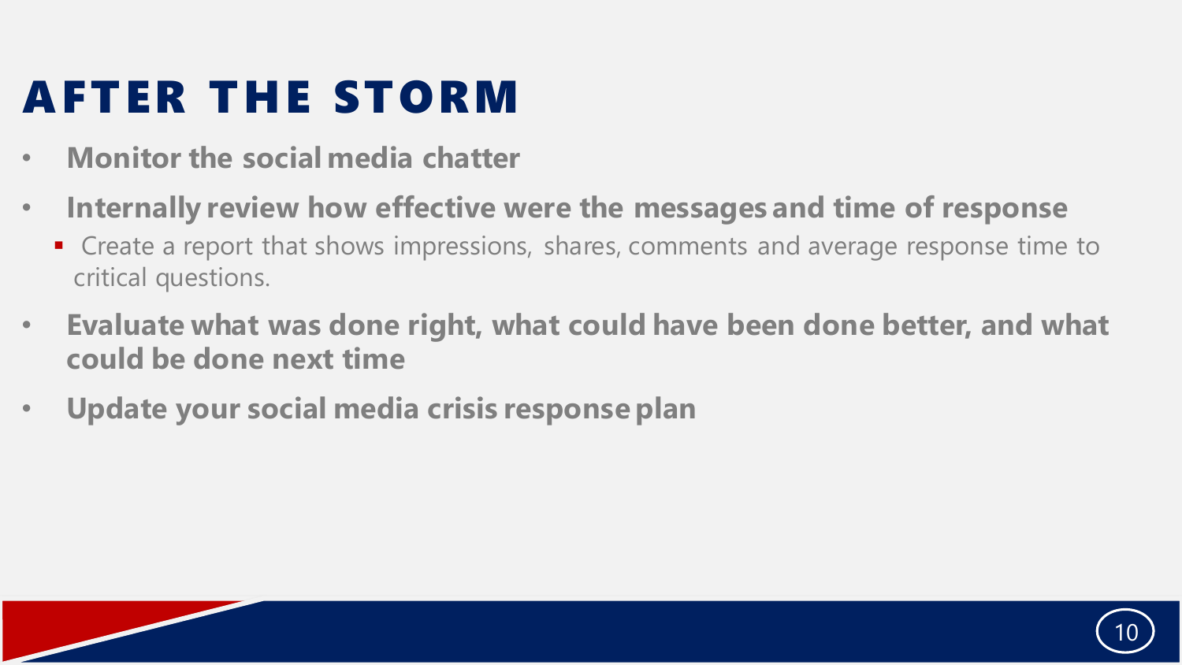# AFTER THE STORM

- **Monitor the social media chatter**
- **Internally review how effective were the messages and time of response**
  - Create a report that shows impressions, shares, comments and average response time to critical questions.
- **Evaluate what was done right, what could have been done better, and what could be done next time**
- **Update your social media crisis response plan**